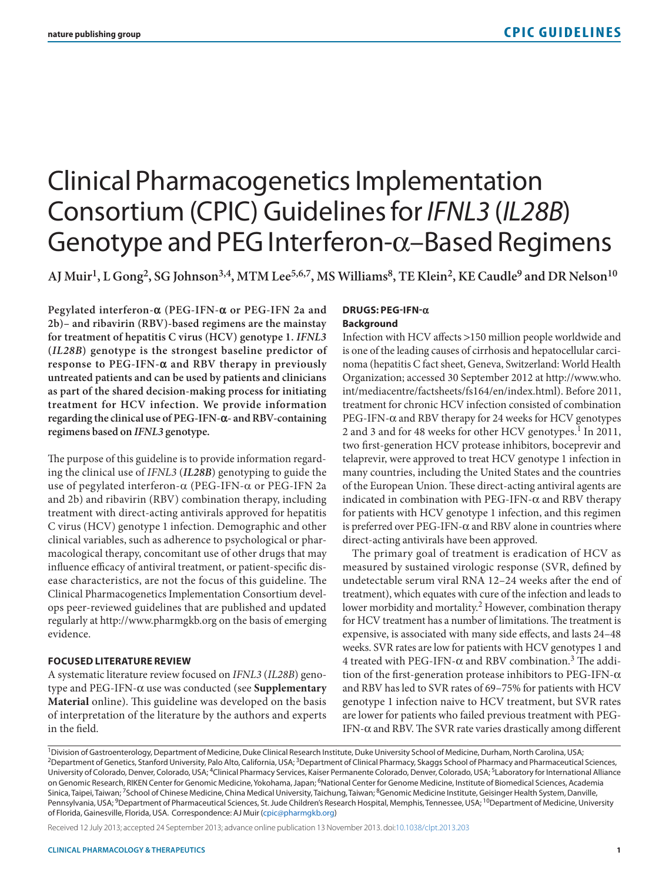# Clinical Pharmacogenetics Implementation Consortium (CPIC) Guidelines for *IFNL3* (*IL28B*) Genotype and PEG Interferon-α–Based Regimens

**AJ Muir[1], L Gong[2], SG Johnson[3,4], MTM Lee[5,6,7], MS Williams[8], TE Klein[2], KE Caudle[9] and DR Nelson[10]**

**Pegylated interferon-α (PEG-IFN-α or PEG-IFN 2a and 2b)– and ribavirin (RBV)-based regimens are the mainstay for treatment of hepatitis C virus (HCV) genotype 1. *IFNL3* (*IL28B*) genotype is the strongest baseline predictor of response to PEG-IFN-α and RBV therapy in previously untreated patients and can be used by patients and clinicians as part of the shared decision-making process for initiating treatment for HCV infection. We provide information regarding the clinical use of PEG-IFN-α- and RBV-containing regimens based on *IFNL3* genotype.**

The purpose of this guideline is to provide information regarding the clinical use of *IFNL3* (*IL28B*) genotyping to guide the use of pegylated interferon-α (PEG-IFN-α or PEG-IFN 2a and 2b) and ribavirin (RBV) combination therapy, including treatment with direct-acting antivirals approved for hepatitis C virus (HCV) genotype 1 infection. Demographic and other clinical variables, such as adherence to psychological or pharmacological therapy, concomitant use of other drugs that may influence efficacy of antiviral treatment, or patient-specific disease characteristics, are not the focus of this guideline. The Clinical Pharmacogenetics Implementation Consortium develops peer-reviewed guidelines that are published and updated regularly at http://www.pharmgkb.org on the basis of emerging evidence.

## FOCUSED LITERATURE REVIEW

A systematic literature review focused on *IFNL3* (*IL28B*) genotype and PEG-IFN-α use was conducted (see **Supplementary Material** online). This guideline was developed on the basis of interpretation of the literature by the authors and experts in the field.

## DRUGS: PEG-IFN-α

### Background

Infection with HCV affects >150 million people worldwide and is one of the leading causes of cirrhosis and hepatocellular carcinoma (hepatitis C fact sheet, Geneva, Switzerland: World Health Organization; accessed 30 September 2012 at http://www.who.int/mediacentre/factsheets/fs164/en/index.html). Before 2011, treatment for chronic HCV infection consisted of combination PEG-IFN-α and RBV therapy for 24 weeks for HCV genotypes 2 and 3 and for 48 weeks for other HCV genotypes.[1] In 2011, two first-generation HCV protease inhibitors, boceprevir and telaprevir, were approved to treat HCV genotype 1 infection in many countries, including the United States and the countries of the European Union. These direct-acting antiviral agents are indicated in combination with PEG-IFN-α and RBV therapy for patients with HCV genotype 1 infection, and this regimen is preferred over PEG-IFN-α and RBV alone in countries where direct-acting antivirals have been approved.

The primary goal of treatment is eradication of HCV as measured by sustained virologic response (SVR, defined by undetectable serum viral RNA 12–24 weeks after the end of treatment), which equates with cure of the infection and leads to lower morbidity and mortality.[2] However, combination therapy for HCV treatment has a number of limitations. The treatment is expensive, is associated with many side effects, and lasts 24–48 weeks. SVR rates are low for patients with HCV genotypes 1 and 4 treated with PEG-IFN-α and RBV combination.[3] The addition of the first-generation protease inhibitors to PEG-IFN-α and RBV has led to SVR rates of 69–75% for patients with HCV genotype 1 infection naive to HCV treatment, but SVR rates are lower for patients who failed previous treatment with PEG-IFN-α and RBV. The SVR rate varies drastically among different

[1]Division of Gastroenterology, Department of Medicine, Duke Clinical Research Institute, Duke University School of Medicine, Durham, North Carolina, USA; [2]Department of Genetics, Stanford University, Palo Alto, California, USA; [3]Department of Clinical Pharmacy, Skaggs School of Pharmacy and Pharmaceutical Sciences, University of Colorado, Denver, Colorado, USA; [4]Clinical Pharmacy Services, Kaiser Permanente Colorado, Denver, Colorado, USA; [5]Laboratory for International Alliance on Genomic Research, RIKEN Center for Genomic Medicine, Yokohama, Japan; [6]National Center for Genome Medicine, Institute of Biomedical Sciences, Academia Sinica, Taipei, Taiwan; [7]School of Chinese Medicine, China Medical University, Taichung, Taiwan; [8]Genomic Medicine Institute, Geisinger Health System, Danville, Pennsylvania, USA; [9]Department of Pharmaceutical Sciences, St. Jude Children's Research Hospital, Memphis, Tennessee, USA; [10]Department of Medicine, University of Florida, Gainesville, Florida, USA. Correspondence: AJ Muir (cpic@pharmgkb.org)

Received 12 July 2013; accepted 24 September 2013; advance online publication 13 November 2013. doi:10.1038/clpt.2013.203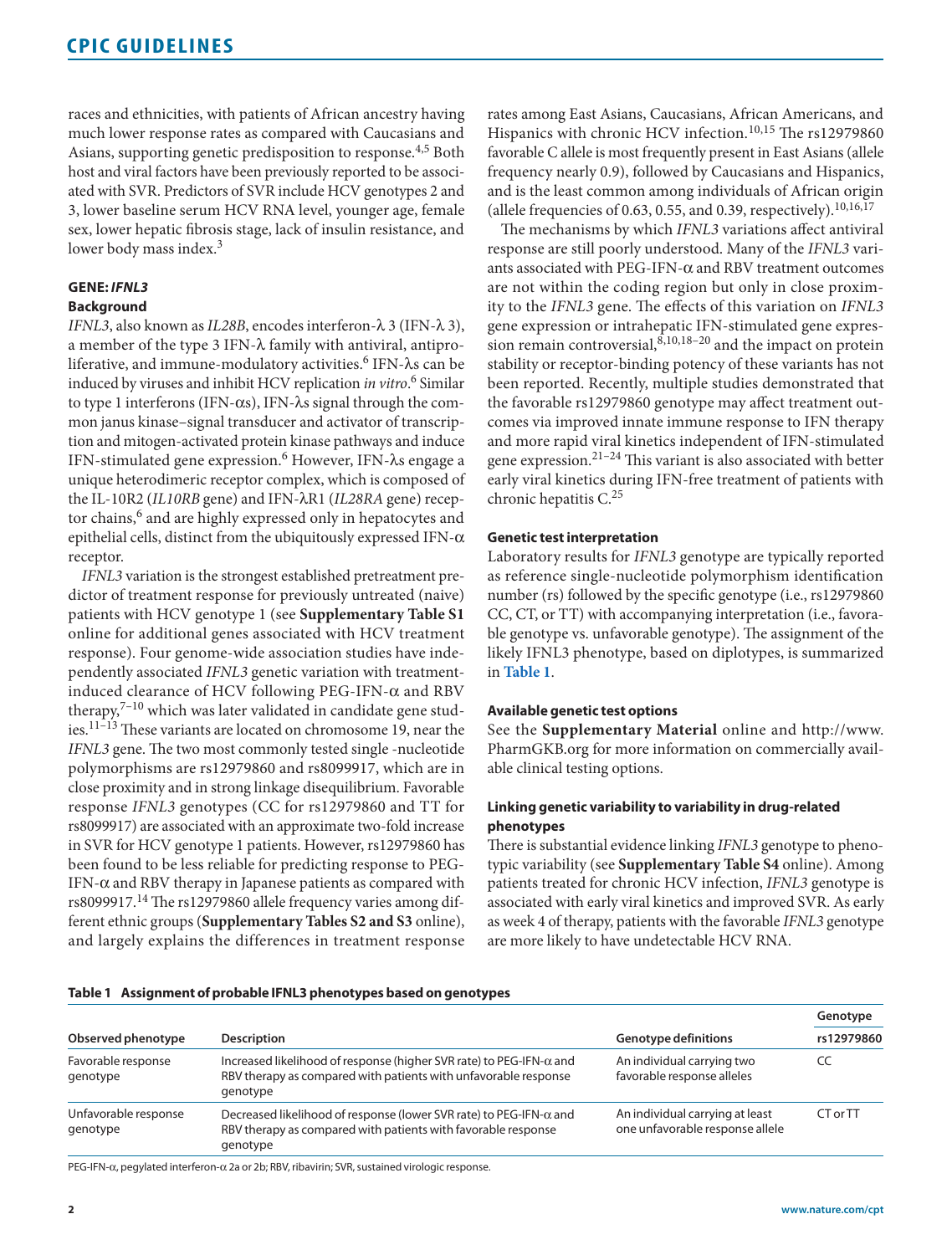races and ethnicities, with patients of African ancestry having much lower response rates as compared with Caucasians and Asians, supporting genetic predisposition to response.[4,5] Both host and viral factors have been previously reported to be associated with SVR. Predictors of SVR include HCV genotypes 2 and 3, lower baseline serum HCV RNA level, younger age, female sex, lower hepatic fibrosis stage, lack of insulin resistance, and lower body mass index.[3]

## GENE: *IFNL3*

### Background

*IFNL3*, also known as *IL28B*, encodes interferon-λ 3 (IFN-λ 3), a member of the type 3 IFN-λ family with antiviral, antiproliferative, and immune-modulatory activities.[6] IFN-λs can be induced by viruses and inhibit HCV replication *in vitro*.[6] Similar to type 1 interferons (IFN-αs), IFN-λs signal through the common janus kinase–signal transducer and activator of transcription and mitogen-activated protein kinase pathways and induce IFN-stimulated gene expression.[6] However, IFN-λs engage a unique heterodimeric receptor complex, which is composed of the IL-10R2 (*IL10RB* gene) and IFN-λR1 (*IL28RA* gene) receptor chains,[6] and are highly expressed only in hepatocytes and epithelial cells, distinct from the ubiquitously expressed IFN-α receptor.

*IFNL3* variation is the strongest established pretreatment predictor of treatment response for previously untreated (naive) patients with HCV genotype 1 (see **Supplementary Table S1** online for additional genes associated with HCV treatment response). Four genome-wide association studies have independently associated *IFNL3* genetic variation with treatment-induced clearance of HCV following PEG-IFN-α and RBV therapy,[7–10] which was later validated in candidate gene studies.[11–13] These variants are located on chromosome 19, near the *IFNL3* gene. The two most commonly tested single -nucleotide polymorphisms are rs12979860 and rs8099917, which are in close proximity and in strong linkage disequilibrium. Favorable response *IFNL3* genotypes (CC for rs12979860 and TT for rs8099917) are associated with an approximate two-fold increase in SVR for HCV genotype 1 patients. However, rs12979860 has been found to be less reliable for predicting response to PEG-IFN-α and RBV therapy in Japanese patients as compared with rs8099917.[14] The rs12979860 allele frequency varies among different ethnic groups (**Supplementary Tables S2 and S3** online), and largely explains the differences in treatment response rates among East Asians, Caucasians, African Americans, and Hispanics with chronic HCV infection.[10,15] The rs12979860 favorable C allele is most frequently present in East Asians (allele frequency nearly 0.9), followed by Caucasians and Hispanics, and is the least common among individuals of African origin (allele frequencies of 0.63, 0.55, and 0.39, respectively).[10,16,17]

The mechanisms by which *IFNL3* variations affect antiviral response are still poorly understood. Many of the *IFNL3* variants associated with PEG-IFN-α and RBV treatment outcomes are not within the coding region but only in close proximity to the *IFNL3* gene. The effects of this variation on *IFNL3* gene expression or intrahepatic IFN-stimulated gene expression remain controversial,[8,10,18–20] and the impact on protein stability or receptor-binding potency of these variants has not been reported. Recently, multiple studies demonstrated that the favorable rs12979860 genotype may affect treatment outcomes via improved innate immune response to IFN therapy and more rapid viral kinetics independent of IFN-stimulated gene expression.[21–24] This variant is also associated with better early viral kinetics during IFN-free treatment of patients with chronic hepatitis C.[25]

### Genetic test interpretation

Laboratory results for *IFNL3* genotype are typically reported as reference single-nucleotide polymorphism identification number (rs) followed by the specific genotype (i.e., rs12979860 CC, CT, or TT) with accompanying interpretation (i.e., favorable genotype vs. unfavorable genotype). The assignment of the likely IFNL3 phenotype, based on diplotypes, is summarized in **Table 1**.

### Available genetic test options

See the **Supplementary Material** online and http://www.PharmGKB.org for more information on commercially available clinical testing options.

### Linking genetic variability to variability in drug-related phenotypes

There is substantial evidence linking *IFNL3* genotype to phenotypic variability (see **Supplementary Table S4** online). Among patients treated for chronic HCV infection, *IFNL3* genotype is associated with early viral kinetics and improved SVR. As early as week 4 of therapy, patients with the favorable *IFNL3* genotype are more likely to have undetectable HCV RNA.

**Table 1 Assignment of probable IFNL3 phenotypes based on genotypes**

| Observed phenotype | Description | Genotype definitions | Genotype rs12979860 |
|---|---|---|---|
| Favorable response genotype | Increased likelihood of response (higher SVR rate) to PEG-IFN-α and RBV therapy as compared with patients with unfavorable response genotype | An individual carrying two favorable response alleles | CC |
| Unfavorable response genotype | Decreased likelihood of response (lower SVR rate) to PEG-IFN-α and RBV therapy as compared with patients with favorable response genotype | An individual carrying at least one unfavorable response allele | CT or TT |

PEG-IFN-α, pegylated interferon-α 2a or 2b; RBV, ribavirin; SVR, sustained virologic response.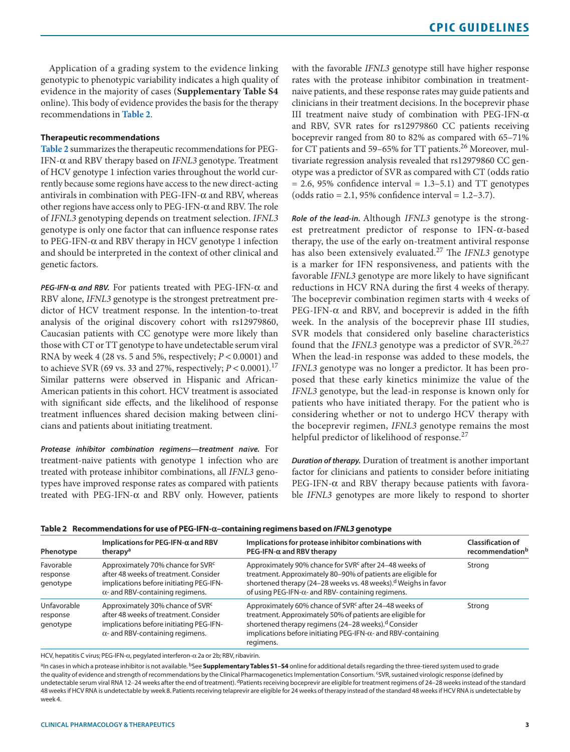Application of a grading system to the evidence linking genotypic to phenotypic variability indicates a high quality of evidence in the majority of cases (**Supplementary Table S4** online). This body of evidence provides the basis for the therapy recommendations in **Table 2**.

### Therapeutic recommendations

**Table 2** summarizes the therapeutic recommendations for PEG-IFN-α and RBV therapy based on *IFNL3* genotype. Treatment of HCV genotype 1 infection varies throughout the world currently because some regions have access to the new direct-acting antivirals in combination with PEG-IFN-α and RBV, whereas other regions have access only to PEG-IFN-α and RBV. The role of *IFNL3* genotyping depends on treatment selection. *IFNL3* genotype is only one factor that can influence response rates to PEG-IFN-α and RBV therapy in HCV genotype 1 infection and should be interpreted in the context of other clinical and genetic factors.

***PEG-IFN-α and RBV.*** For patients treated with PEG-IFN-α and RBV alone, *IFNL3* genotype is the strongest pretreatment predictor of HCV treatment response. In the intention-to-treat analysis of the original discovery cohort with rs12979860, Caucasian patients with CC genotype were more likely than those with CT or TT genotype to have undetectable serum viral RNA by week 4 (28 vs. 5 and 5%, respectively; $P < 0.0001$) and to achieve SVR (69 vs. 33 and 27%, respectively; $P < 0.0001$).[17] Similar patterns were observed in Hispanic and African-American patients in this cohort. HCV treatment is associated with significant side effects, and the likelihood of response treatment influences shared decision making between clinicians and patients about initiating treatment.

***Protease inhibitor combination regimens—treatment naive.*** For treatment-naive patients with genotype 1 infection who are treated with protease inhibitor combinations, all *IFNL3* genotypes have improved response rates as compared with patients treated with PEG-IFN-α and RBV only. However, patients with the favorable *IFNL3* genotype still have higher response rates with the protease inhibitor combination in treatment-naive patients, and these response rates may guide patients and clinicians in their treatment decisions. In the boceprevir phase III treatment naive study of combination with PEG-IFN-α and RBV, SVR rates for rs12979860 CC patients receiving boceprevir ranged from 80 to 82% as compared with 65–71% for CT patients and 59–65% for TT patients.[26] Moreover, multivariate regression analysis revealed that rs12979860 CC genotype was a predictor of SVR as compared with CT (odds ratio = 2.6, 95% confidence interval = 1.3–5.1) and TT genotypes (odds ratio = 2.1, 95% confidence interval = 1.2–3.7).

***Role of the lead-in.*** Although *IFNL3* genotype is the strongest pretreatment predictor of response to IFN-α-based therapy, the use of the early on-treatment antiviral response has also been extensively evaluated.[27] The *IFNL3* genotype is a marker for IFN responsiveness, and patients with the favorable *IFNL3* genotype are more likely to have significant reductions in HCV RNA during the first 4 weeks of therapy. The boceprevir combination regimen starts with 4 weeks of PEG-IFN-α and RBV, and boceprevir is added in the fifth week. In the analysis of the boceprevir phase III studies, SVR models that considered only baseline characteristics found that the *IFNL3* genotype was a predictor of SVR.[26,27] When the lead-in response was added to these models, the *IFNL3* genotype was no longer a predictor. It has been proposed that these early kinetics minimize the value of the *IFNL3* genotype, but the lead-in response is known only for patients who have initiated therapy. For the patient who is considering whether or not to undergo HCV therapy with the boceprevir regimen, *IFNL3* genotype remains the most helpful predictor of likelihood of response.[27]

***Duration of therapy.*** Duration of treatment is another important factor for clinicians and patients to consider before initiating PEG-IFN-α and RBV therapy because patients with favorable *IFNL3* genotypes are more likely to respond to shorter

**Table 2 Recommendations for use of PEG-IFN-α–containing regimens based on *IFNL3* genotype**

| Phenotype | Implications for PEG-IFN-α and RBV therapy[a] | Implications for protease inhibitor combinations with PEG-IFN-α and RBV therapy | Classification of recommendation[b] |
|---|---|---|---|
| Favorable response genotype | Approximately 70% chance for SVR[c] after 48 weeks of treatment. Consider implications before initiating PEG-IFN-α- and RBV-containing regimens. | Approximately 90% chance for SVR[c] after 24–48 weeks of treatment. Approximately 80–90% of patients are eligible for shortened therapy (24–28 weeks vs. 48 weeks).[d] Weighs in favor of using PEG-IFN-α- and RBV- containing regimens. | Strong |
| Unfavorable response genotype | Approximately 30% chance of SVR[c] after 48 weeks of treatment. Consider implications before initiating PEG-IFN-α- and RBV-containing regimens. | Approximately 60% chance of SVR[c] after 24–48 weeks of treatment. Approximately 50% of patients are eligible for shortened therapy regimens (24–28 weeks).[d] Consider implications before initiating PEG-IFN-α- and RBV-containing regimens. | Strong |

HCV, hepatitis C virus; PEG-IFN-α, pegylated interferon-α 2a or 2b; RBV, ribavirin.

[a]In cases in which a protease inhibitor is not available. [b]See **Supplementary Tables S1–S4** online for additional details regarding the three-tiered system used to grade the quality of evidence and strength of recommendations by the Clinical Pharmacogenetics Implementation Consortium. [c]SVR, sustained virologic response (defined by undetectable serum viral RNA 12–24 weeks after the end of treatment). [d]Patients receiving boceprevir are eligible for treatment regimens of 24–28 weeks instead of the standard 48 weeks if HCV RNA is undetectable by week 8. Patients receiving telaprevir are eligible for 24 weeks of therapy instead of the standard 48 weeks if HCV RNA is undetectable by week 4.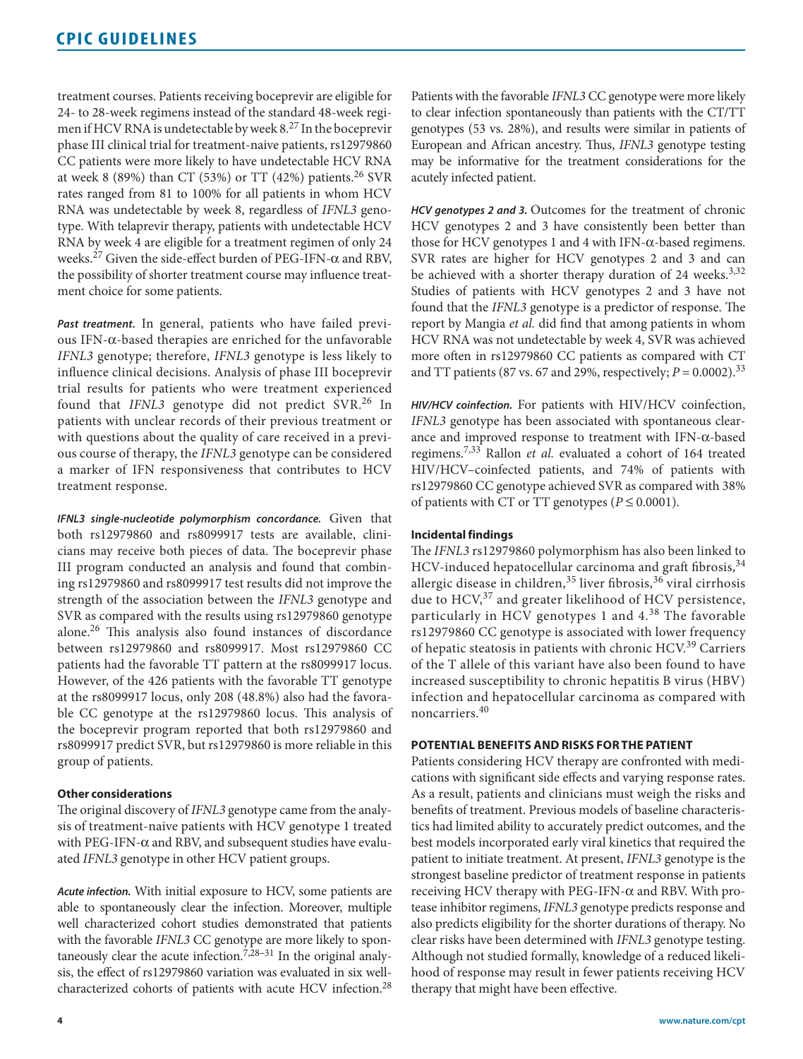treatment courses. Patients receiving boceprevir are eligible for 24- to 28-week regimens instead of the standard 48-week regimen if HCV RNA is undetectable by week 8.[27] In the boceprevir phase III clinical trial for treatment-naive patients, rs12979860 CC patients were more likely to have undetectable HCV RNA at week 8 (89%) than CT (53%) or TT (42%) patients.[26] SVR rates ranged from 81 to 100% for all patients in whom HCV RNA was undetectable by week 8, regardless of *IFNL3* genotype. With telaprevir therapy, patients with undetectable HCV RNA by week 4 are eligible for a treatment regimen of only 24 weeks.[27] Given the side-effect burden of PEG-IFN-α and RBV, the possibility of shorter treatment course may influence treatment choice for some patients.

***Past treatment.*** In general, patients who have failed previous IFN-α-based therapies are enriched for the unfavorable *IFNL3* genotype; therefore, *IFNL3* genotype is less likely to influence clinical decisions. Analysis of phase III boceprevir trial results for patients who were treatment experienced found that *IFNL3* genotype did not predict SVR.[26] In patients with unclear records of their previous treatment or with questions about the quality of care received in a previous course of therapy, the *IFNL3* genotype can be considered a marker of IFN responsiveness that contributes to HCV treatment response.

***IFNL3 single-nucleotide polymorphism concordance.*** Given that both rs12979860 and rs8099917 tests are available, clinicians may receive both pieces of data. The boceprevir phase III program conducted an analysis and found that combining rs12979860 and rs8099917 test results did not improve the strength of the association between the *IFNL3* genotype and SVR as compared with the results using rs12979860 genotype alone.[26] This analysis also found instances of discordance between rs12979860 and rs8099917. Most rs12979860 CC patients had the favorable TT pattern at the rs8099917 locus. However, of the 426 patients with the favorable TT genotype at the rs8099917 locus, only 208 (48.8%) also had the favorable CC genotype at the rs12979860 locus. This analysis of the boceprevir program reported that both rs12979860 and rs8099917 predict SVR, but rs12979860 is more reliable in this group of patients.

**Other considerations**

The original discovery of *IFNL3* genotype came from the analysis of treatment-naive patients with HCV genotype 1 treated with PEG-IFN-α and RBV, and subsequent studies have evaluated *IFNL3* genotype in other HCV patient groups.

***Acute infection.*** With initial exposure to HCV, some patients are able to spontaneously clear the infection. Moreover, multiple well characterized cohort studies demonstrated that patients with the favorable *IFNL3* CC genotype are more likely to spontaneously clear the acute infection.[7,28–31] In the original analysis, the effect of rs12979860 variation was evaluated in six well-characterized cohorts of patients with acute HCV infection.[28] Patients with the favorable *IFNL3* CC genotype were more likely to clear infection spontaneously than patients with the CT/TT genotypes (53 vs. 28%), and results were similar in patients of European and African ancestry. Thus, *IFNL3* genotype testing may be informative for the treatment considerations for the acutely infected patient.

***HCV genotypes 2 and 3.*** Outcomes for the treatment of chronic HCV genotypes 2 and 3 have consistently been better than those for HCV genotypes 1 and 4 with IFN-α-based regimens. SVR rates are higher for HCV genotypes 2 and 3 and can be achieved with a shorter therapy duration of 24 weeks.[3,32] Studies of patients with HCV genotypes 2 and 3 have not found that the *IFNL3* genotype is a predictor of response. The report by Mangia *et al.* did find that among patients in whom HCV RNA was not undetectable by week 4, SVR was achieved more often in rs12979860 CC patients as compared with CT and TT patients (87 vs. 67 and 29%, respectively; $P = 0.0002$).[33]

***HIV/HCV coinfection.*** For patients with HIV/HCV coinfection, *IFNL3* genotype has been associated with spontaneous clearance and improved response to treatment with IFN-α-based regimens.[7,33] Rallon *et al.* evaluated a cohort of 164 treated HIV/HCV–coinfected patients, and 74% of patients with rs12979860 CC genotype achieved SVR as compared with 38% of patients with CT or TT genotypes ($P \leq 0.0001$).

**Incidental findings**

The *IFNL3* rs12979860 polymorphism has also been linked to HCV-induced hepatocellular carcinoma and graft fibrosis,[34] allergic disease in children,[35] liver fibrosis,[36] viral cirrhosis due to HCV,[37] and greater likelihood of HCV persistence, particularly in HCV genotypes 1 and 4.[38] The favorable rs12979860 CC genotype is associated with lower frequency of hepatic steatosis in patients with chronic HCV.[39] Carriers of the T allele of this variant have also been found to have increased susceptibility to chronic hepatitis B virus (HBV) infection and hepatocellular carcinoma as compared with noncarriers.[40]

**POTENTIAL BENEFITS AND RISKS FOR THE PATIENT**

Patients considering HCV therapy are confronted with medications with significant side effects and varying response rates. As a result, patients and clinicians must weigh the risks and benefits of treatment. Previous models of baseline characteristics had limited ability to accurately predict outcomes, and the best models incorporated early viral kinetics that required the patient to initiate treatment. At present, *IFNL3* genotype is the strongest baseline predictor of treatment response in patients receiving HCV therapy with PEG-IFN-α and RBV. With protease inhibitor regimens, *IFNL3* genotype predicts response and also predicts eligibility for the shorter durations of therapy. No clear risks have been determined with *IFNL3* genotype testing. Although not studied formally, knowledge of a reduced likelihood of response may result in fewer patients receiving HCV therapy that might have been effective.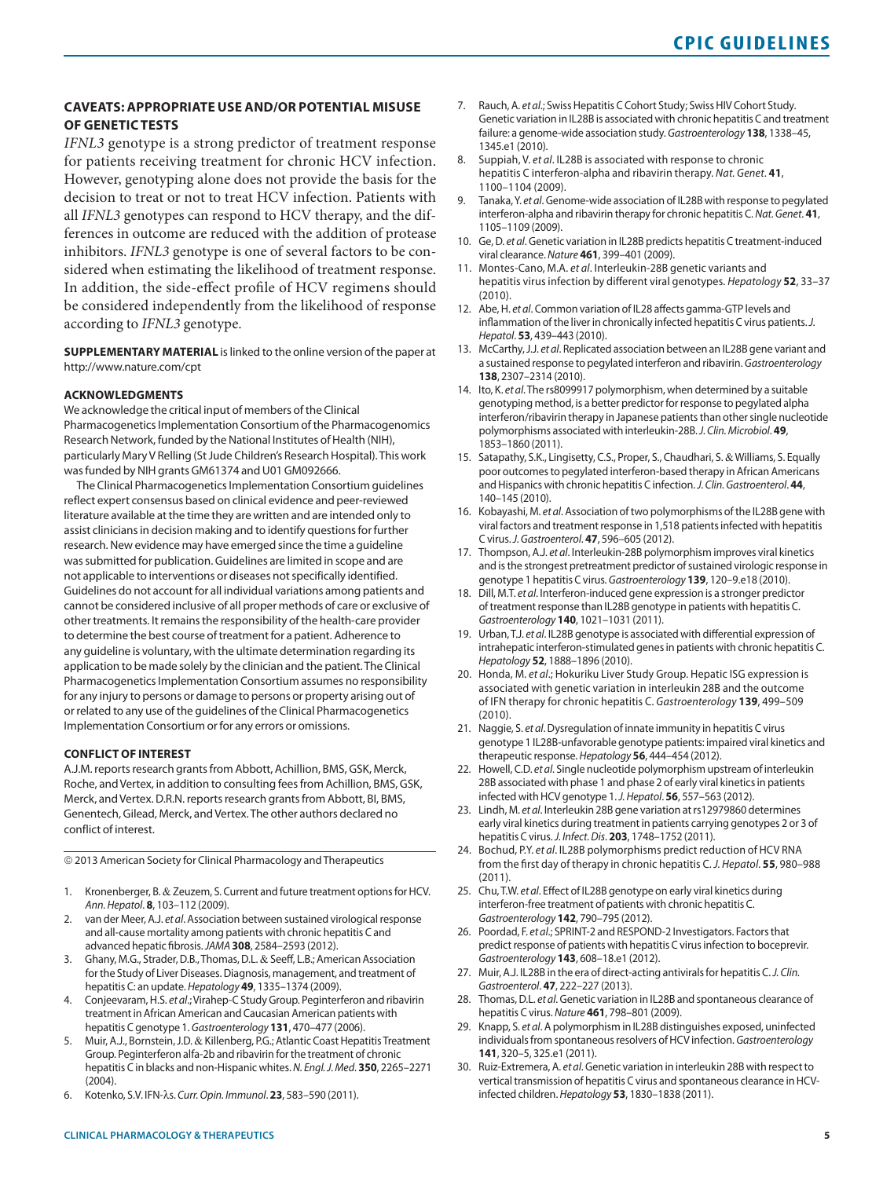## CAVEATS: APPROPRIATE USE AND/OR POTENTIAL MISUSE OF GENETIC TESTS

*IFNL3* genotype is a strong predictor of treatment response for patients receiving treatment for chronic HCV infection. However, genotyping alone does not provide the basis for the decision to treat or not to treat HCV infection. Patients with all *IFNL3* genotypes can respond to HCV therapy, and the differences in outcome are reduced with the addition of protease inhibitors. *IFNL3* genotype is one of several factors to be considered when estimating the likelihood of treatment response. In addition, the side-effect profile of HCV regimens should be considered independently from the likelihood of response according to *IFNL3* genotype.

**SUPPLEMENTARY MATERIAL** is linked to the online version of the paper at http://www.nature.com/cpt

### ACKNOWLEDGMENTS

We acknowledge the critical input of members of the Clinical Pharmacogenetics Implementation Consortium of the Pharmacogenomics Research Network, funded by the National Institutes of Health (NIH), particularly Mary V Relling (St Jude Children's Research Hospital). This work was funded by NIH grants GM61374 and U01 GM092666.

The Clinical Pharmacogenetics Implementation Consortium guidelines reflect expert consensus based on clinical evidence and peer-reviewed literature available at the time they are written and are intended only to assist clinicians in decision making and to identify questions for further research. New evidence may have emerged since the time a guideline was submitted for publication. Guidelines are limited in scope and are not applicable to interventions or diseases not specifically identified. Guidelines do not account for all individual variations among patients and cannot be considered inclusive of all proper methods of care or exclusive of other treatments. It remains the responsibility of the health-care provider to determine the best course of treatment for a patient. Adherence to any guideline is voluntary, with the ultimate determination regarding its application to be made solely by the clinician and the patient. The Clinical Pharmacogenetics Implementation Consortium assumes no responsibility for any injury to persons or damage to persons or property arising out of or related to any use of the guidelines of the Clinical Pharmacogenetics Implementation Consortium or for any errors or omissions.

### CONFLICT OF INTEREST

A.J.M. reports research grants from Abbott, Achillion, BMS, GSK, Merck, Roche, and Vertex, in addition to consulting fees from Achillion, BMS, GSK, Merck, and Vertex. D.R.N. reports research grants from Abbott, BI, BMS, Genentech, Gilead, Merck, and Vertex. The other authors declared no conflict of interest.

© 2013 American Society for Clinical Pharmacology and Therapeutics

1. Kronenberger, B. & Zeuzem, S. Current and future treatment options for HCV. *Ann. Hepatol*. **8**, 103–112 (2009).
2. van der Meer, A.J. *et al*. Association between sustained virological response and all-cause mortality among patients with chronic hepatitis C and advanced hepatic fibrosis. *JAMA* **308**, 2584–2593 (2012).
3. Ghany, M.G., Strader, D.B., Thomas, D.L. & Seeff, L.B.; American Association for the Study of Liver Diseases. Diagnosis, management, and treatment of hepatitis C: an update. *Hepatology* **49**, 1335–1374 (2009).
4. Conjeevaram, H.S. *et al*.; Virahep-C Study Group. Peginterferon and ribavirin treatment in African American and Caucasian American patients with hepatitis C genotype 1. *Gastroenterology* **131**, 470–477 (2006).
5. Muir, A.J., Bornstein, J.D. & Killenberg, P.G.; Atlantic Coast Hepatitis Treatment Group. Peginterferon alfa-2b and ribavirin for the treatment of chronic hepatitis C in blacks and non-Hispanic whites. *N. Engl. J. Med*. **350**, 2265–2271 (2004).
6. Kotenko, S.V. IFN-λs. *Curr. Opin. Immunol*. **23**, 583–590 (2011).
7. Rauch, A. *et al*.; Swiss Hepatitis C Cohort Study; Swiss HIV Cohort Study. Genetic variation in IL28B is associated with chronic hepatitis C and treatment failure: a genome-wide association study. *Gastroenterology* **138**, 1338–45, 1345.e1 (2010).
8. Suppiah, V. *et al*. IL28B is associated with response to chronic hepatitis C interferon-alpha and ribavirin therapy. *Nat. Genet*. **41**, 1100–1104 (2009).
9. Tanaka, Y. *et al*. Genome-wide association of IL28B with response to pegylated interferon-alpha and ribavirin therapy for chronic hepatitis C. *Nat. Genet*. **41**, 1105–1109 (2009).
10. Ge, D. *et al*. Genetic variation in IL28B predicts hepatitis C treatment-induced viral clearance. *Nature* **461**, 399–401 (2009).
11. Montes-Cano, M.A. *et al*. Interleukin-28B genetic variants and hepatitis virus infection by different viral genotypes. *Hepatology* **52**, 33–37 (2010).
12. Abe, H. *et al*. Common variation of IL28 affects gamma-GTP levels and inflammation of the liver in chronically infected hepatitis C virus patients. *J. Hepatol*. **53**, 439–443 (2010).
13. McCarthy, J.J. *et al*. Replicated association between an IL28B gene variant and a sustained response to pegylated interferon and ribavirin. *Gastroenterology* **138**, 2307–2314 (2010).
14. Ito, K. *et al*. The rs8099917 polymorphism, when determined by a suitable genotyping method, is a better predictor for response to pegylated alpha interferon/ribavirin therapy in Japanese patients than other single nucleotide polymorphisms associated with interleukin-28B. *J. Clin. Microbiol*. **49**, 1853–1860 (2011).
15. Satapathy, S.K., Lingisetty, C.S., Proper, S., Chaudhari, S. & Williams, S. Equally poor outcomes to pegylated interferon-based therapy in African Americans and Hispanics with chronic hepatitis C infection. *J. Clin. Gastroenterol*. **44**, 140–145 (2010).
16. Kobayashi, M. *et al*. Association of two polymorphisms of the IL28B gene with viral factors and treatment response in 1,518 patients infected with hepatitis C virus. *J. Gastroenterol*. **47**, 596–605 (2012).
17. Thompson, A.J. *et al*. Interleukin-28B polymorphism improves viral kinetics and is the strongest pretreatment predictor of sustained virologic response in genotype 1 hepatitis C virus. *Gastroenterology* **139**, 120–9.e18 (2010).
18. Dill, M.T. *et al*. Interferon-induced gene expression is a stronger predictor of treatment response than IL28B genotype in patients with hepatitis C. *Gastroenterology* **140**, 1021–1031 (2011).
19. Urban, T.J. *et al*. IL28B genotype is associated with differential expression of intrahepatic interferon-stimulated genes in patients with chronic hepatitis C. *Hepatology* **52**, 1888–1896 (2010).
20. Honda, M. *et al*.; Hokuriku Liver Study Group. Hepatic ISG expression is associated with genetic variation in interleukin 28B and the outcome of IFN therapy for chronic hepatitis C. *Gastroenterology* **139**, 499–509 (2010).
21. Naggie, S. *et al*. Dysregulation of innate immunity in hepatitis C virus genotype 1 IL28B-unfavorable genotype patients: impaired viral kinetics and therapeutic response. *Hepatology* **56**, 444–454 (2012).
22. Howell, C.D. *et al*. Single nucleotide polymorphism upstream of interleukin 28B associated with phase 1 and phase 2 of early viral kinetics in patients infected with HCV genotype 1. *J. Hepatol*. **56**, 557–563 (2012).
23. Lindh, M. *et al*. Interleukin 28B gene variation at rs12979860 determines early viral kinetics during treatment in patients carrying genotypes 2 or 3 of hepatitis C virus. *J. Infect. Dis*. **203**, 1748–1752 (2011).
24. Bochud, P.Y. *et al*. IL28B polymorphisms predict reduction of HCV RNA from the first day of therapy in chronic hepatitis C. *J. Hepatol*. **55**, 980–988 (2011).
25. Chu, T.W. *et al*. Effect of IL28B genotype on early viral kinetics during interferon-free treatment of patients with chronic hepatitis C. *Gastroenterology* **142**, 790–795 (2012).
26. Poordad, F. *et al*.; SPRINT-2 and RESPOND-2 Investigators. Factors that predict response of patients with hepatitis C virus infection to boceprevir. *Gastroenterology* **143**, 608–18.e1 (2012).
27. Muir, A.J. IL28B in the era of direct-acting antivirals for hepatitis C. *J. Clin. Gastroenterol*. **47**, 222–227 (2013).
28. Thomas, D.L. *et al*. Genetic variation in IL28B and spontaneous clearance of hepatitis C virus. *Nature* **461**, 798–801 (2009).
29. Knapp, S. *et al*. A polymorphism in IL28B distinguishes exposed, uninfected individuals from spontaneous resolvers of HCV infection. *Gastroenterology* **141**, 320–5, 325.e1 (2011).
30. Ruiz-Extremera, A. *et al*. Genetic variation in interleukin 28B with respect to vertical transmission of hepatitis C virus and spontaneous clearance in HCV-infected children. *Hepatology* **53**, 1830–1838 (2011).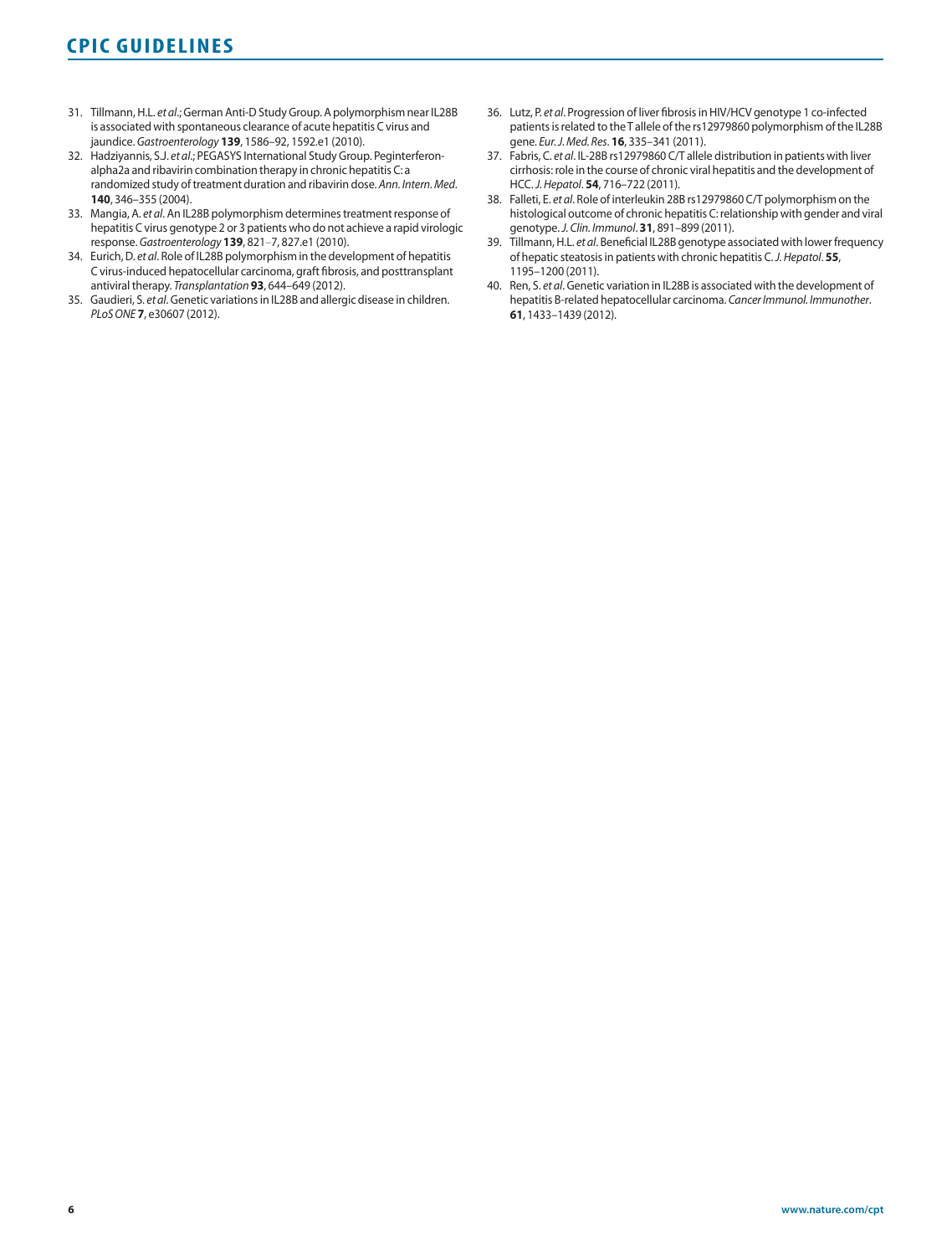31. Tillmann, H.L. *et al*.; German Anti-D Study Group. A polymorphism near IL28B is associated with spontaneous clearance of acute hepatitis C virus and jaundice. *Gastroenterology* **139**, 1586–92, 1592.e1 (2010).
32. Hadziyannis, S.J. *et al*.; PEGASYS International Study Group. Peginterferon-alpha2a and ribavirin combination therapy in chronic hepatitis C: a randomized study of treatment duration and ribavirin dose. *Ann. Intern. Med*. **140**, 346–355 (2004).
33. Mangia, A. *et al*. An IL28B polymorphism determines treatment response of hepatitis C virus genotype 2 or 3 patients who do not achieve a rapid virologic response. *Gastroenterology* **139**, 821–7, 827.e1 (2010).
34. Eurich, D. *et al*. Role of IL28B polymorphism in the development of hepatitis C virus-induced hepatocellular carcinoma, graft fibrosis, and posttransplant antiviral therapy. *Transplantation* **93**, 644–649 (2012).
35. Gaudieri, S. *et al*. Genetic variations in IL28B and allergic disease in children. *PLoS ONE* **7**, e30607 (2012).
36. Lutz, P. *et al*. Progression of liver fibrosis in HIV/HCV genotype 1 co-infected patients is related to the T allele of the rs12979860 polymorphism of the IL28B gene. *Eur. J. Med. Res*. **16**, 335–341 (2011).
37. Fabris, C. *et al*. IL-28B rs12979860 C/T allele distribution in patients with liver cirrhosis: role in the course of chronic viral hepatitis and the development of HCC. *J. Hepatol*. **54**, 716–722 (2011).
38. Falleti, E. *et al*. Role of interleukin 28B rs12979860 C/T polymorphism on the histological outcome of chronic hepatitis C: relationship with gender and viral genotype. *J. Clin. Immunol*. **31**, 891–899 (2011).
39. Tillmann, H.L. *et al*. Beneficial IL28B genotype associated with lower frequency of hepatic steatosis in patients with chronic hepatitis C. *J. Hepatol*. **55**, 1195–1200 (2011).
40. Ren, S. *et al*. Genetic variation in IL28B is associated with the development of hepatitis B-related hepatocellular carcinoma. *Cancer Immunol. Immunother*. **61**, 1433–1439 (2012).